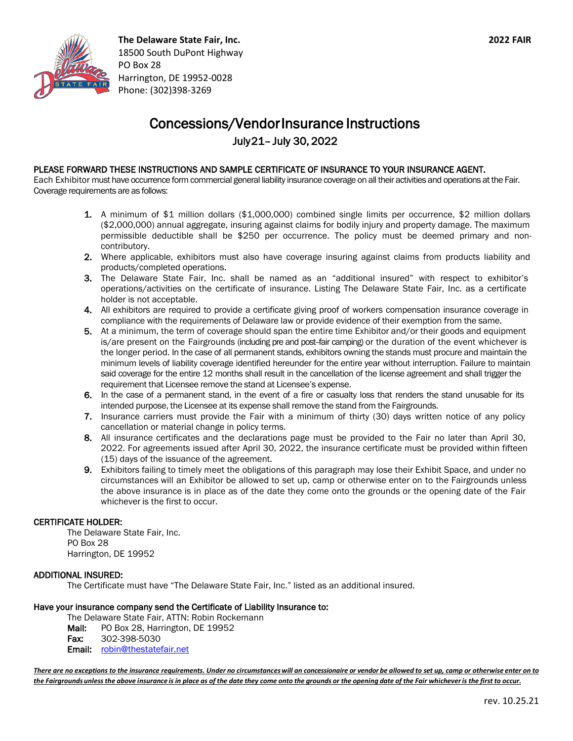**The Delaware State Fair, Inc.**
18500 South DuPont Highway
PO Box 28
Harrington, DE 19952-0028
Phone: (302)398-3269

**2022 FAIR**

# Concessions/Vendor Insurance Instructions

## July 21– July 30, 2022

PLEASE FORWARD THESE INSTRUCTIONS AND SAMPLE CERTIFICATE OF INSURANCE TO YOUR INSURANCE AGENT.
Each Exhibitor must have occurrence form commercial general liability insurance coverage on all their activities and operations at the Fair. Coverage requirements are as follows:

1. A minimum of $1 million dollars ($1,000,000) combined single limits per occurrence, $2 million dollars ($2,000,000) annual aggregate, insuring against claims for bodily injury and property damage. The maximum permissible deductible shall be $250 per occurrence. The policy must be deemed primary and non-contributory.
2. Where applicable, exhibitors must also have coverage insuring against claims from products liability and products/completed operations.
3. The Delaware State Fair, Inc. shall be named as an "additional insured" with respect to exhibitor's operations/activities on the certificate of insurance. Listing The Delaware State Fair, Inc. as a certificate holder is not acceptable.
4. All exhibitors are required to provide a certificate giving proof of workers compensation insurance coverage in compliance with the requirements of Delaware law or provide evidence of their exemption from the same.
5. At a minimum, the term of coverage should span the entire time Exhibitor and/or their goods and equipment is/are present on the Fairgrounds (including pre and post-fair camping) or the duration of the event whichever is the longer period. In the case of all permanent stands, exhibitors owning the stands must procure and maintain the minimum levels of liability coverage identified hereunder for the entire year without interruption. Failure to maintain said coverage for the entire 12 months shall result in the cancellation of the license agreement and shall trigger the requirement that Licensee remove the stand at Licensee's expense.
6. In the case of a permanent stand, in the event of a fire or casualty loss that renders the stand unusable for its intended purpose, the Licensee at its expense shall remove the stand from the Fairgrounds.
7. Insurance carriers must provide the Fair with a minimum of thirty (30) days written notice of any policy cancellation or material change in policy terms.
8. All insurance certificates and the declarations page must be provided to the Fair no later than April 30, 2022. For agreements issued after April 30, 2022, the insurance certificate must be provided within fifteen (15) days of the issuance of the agreement.
9. Exhibitors failing to timely meet the obligations of this paragraph may lose their Exhibit Space, and under no circumstances will an Exhibitor be allowed to set up, camp or otherwise enter on to the Fairgrounds unless the above insurance is in place as of the date they come onto the grounds or the opening date of the Fair whichever is the first to occur.

**CERTIFICATE HOLDER:**

The Delaware State Fair, Inc.
PO Box 28
Harrington, DE 19952

**ADDITIONAL INSURED:**

The Certificate must have "The Delaware State Fair, Inc." listed as an additional insured.

**Have your insurance company send the Certificate of Liability Insurance to:**

The Delaware State Fair, ATTN: Robin Rockemann
**Mail:** PO Box 28, Harrington, DE 19952
**Fax:** 302-398-5030
**Email:** robin@thestatefair.net

***There are no exceptions to the insurance requirements. Under no circumstances will an concessionaire or vendor be allowed to set up, camp or otherwise enter on to the Fairgrounds unless the above insurance is in place as of the date they come onto the grounds or the opening date of the Fair whichever is the first to occur.***

rev. 10.25.21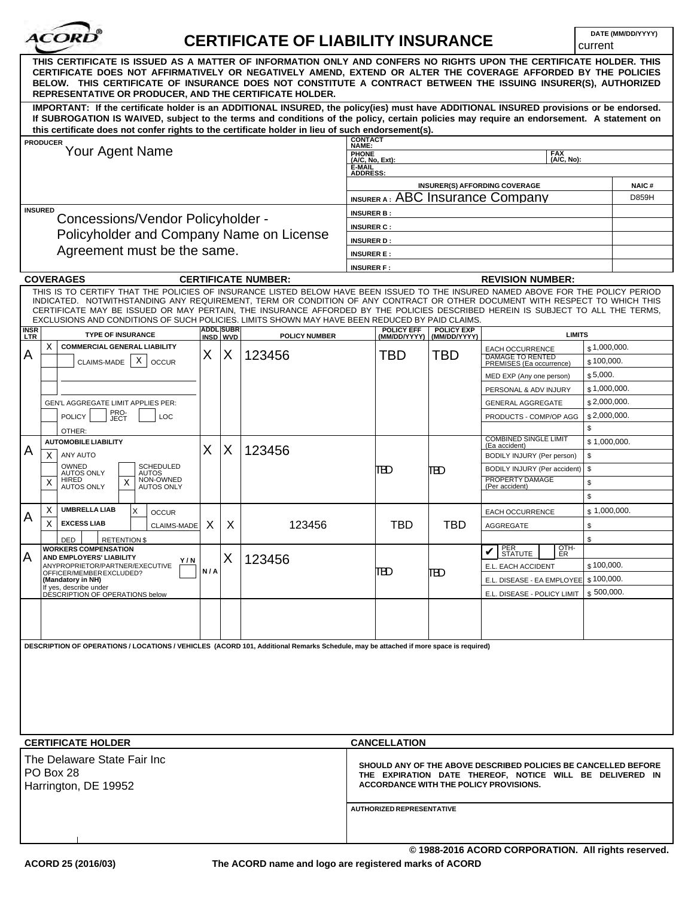ACORD®

# CERTIFICATE OF LIABILITY INSURANCE

DATE (MM/DD/YYYY): current

**THIS CERTIFICATE IS ISSUED AS A MATTER OF INFORMATION ONLY AND CONFERS NO RIGHTS UPON THE CERTIFICATE HOLDER. THIS CERTIFICATE DOES NOT AFFIRMATIVELY OR NEGATIVELY AMEND, EXTEND OR ALTER THE COVERAGE AFFORDED BY THE POLICIES BELOW. THIS CERTIFICATE OF INSURANCE DOES NOT CONSTITUTE A CONTRACT BETWEEN THE ISSUING INSURER(S), AUTHORIZED REPRESENTATIVE OR PRODUCER, AND THE CERTIFICATE HOLDER.**

**IMPORTANT: If the certificate holder is an ADDITIONAL INSURED, the policy(ies) must have ADDITIONAL INSURED provisions or be endorsed. If SUBROGATION IS WAIVED, subject to the terms and conditions of the policy, certain policies may require an endorsement. A statement on this certificate does not confer rights to the certificate holder in lieu of such endorsement(s).**

**PRODUCER**
Your Agent Name

CONTACT NAME:
PHONE (A/C, No, Ext):
FAX (A/C, No):
E-MAIL ADDRESS:

| INSURER(S) AFFORDING COVERAGE | NAIC # |
|---|---|
| INSURER A : ABC Insurance Company | D859H |
| INSURER B : | |
| INSURER C : | |
| INSURER D : | |
| INSURER E : | |
| INSURER F : | |

**INSURED**
Concessions/Vendor Policyholder - Policyholder and Company Name on License Agreement must be the same.

**COVERAGES** **CERTIFICATE NUMBER:** **REVISION NUMBER:**

THIS IS TO CERTIFY THAT THE POLICIES OF INSURANCE LISTED BELOW HAVE BEEN ISSUED TO THE INSURED NAMED ABOVE FOR THE POLICY PERIOD INDICATED. NOTWITHSTANDING ANY REQUIREMENT, TERM OR CONDITION OF ANY CONTRACT OR OTHER DOCUMENT WITH RESPECT TO WHICH THIS CERTIFICATE MAY BE ISSUED OR MAY PERTAIN, THE INSURANCE AFFORDED BY THE POLICIES DESCRIBED HEREIN IS SUBJECT TO ALL THE TERMS, EXCLUSIONS AND CONDITIONS OF SUCH POLICIES. LIMITS SHOWN MAY HAVE BEEN REDUCED BY PAID CLAIMS.

| INSR LTR | TYPE OF INSURANCE | ADDL INSD | SUBR WVD | POLICY NUMBER | POLICY EFF (MM/DD/YYYY) | POLICY EXP (MM/DD/YYYY) | LIMITS | |
|---|---|---|---|---|---|---|---|---|
| A | X COMMERCIAL GENERAL LIABILITY; CLAIMS-MADE / X OCCUR | X | X | 123456 | TBD | TBD | EACH OCCURRENCE | $ 1,000,000. |
| | | | | | | | DAMAGE TO RENTED PREMISES (Ea occurrence) | $ 100,000. |
| | | | | | | | MED EXP (Any one person) | $ 5,000. |
| | | | | | | | PERSONAL & ADV INJURY | $ 1,000,000. |
| | GEN'L AGGREGATE LIMIT APPLIES PER: | | | | | | GENERAL AGGREGATE | $ 2,000,000. |
| | POLICY / PRO-JECT / LOC | | | | | | PRODUCTS - COMP/OP AGG | $ 2,000,000. |
| | OTHER: | | | | | | | $ |
| A | AUTOMOBILE LIABILITY; X ANY AUTO; OWNED AUTOS ONLY; SCHEDULED AUTOS; X HIRED AUTOS ONLY; X NON-OWNED AUTOS ONLY | X | X | 123456 | TBD | TBD | COMBINED SINGLE LIMIT (Ea accident) | $ 1,000,000. |
| | | | | | | | BODILY INJURY (Per person) | $ |
| | | | | | | | BODILY INJURY (Per accident) | $ |
| | | | | | | | PROPERTY DAMAGE (Per accident) | $ |
| | | | | | | | | $ |
| A | X UMBRELLA LIAB; X OCCUR; X EXCESS LIAB; CLAIMS-MADE; DED; RETENTION $ | X | X | 123456 | TBD | TBD | EACH OCCURRENCE | $ 1,000,000. |
| | | | | | | | AGGREGATE | $ |
| | | | | | | | | $ |
| A | WORKERS COMPENSATION AND EMPLOYERS' LIABILITY Y/N; ANYPROPRIETOR/PARTNER/EXECUTIVE OFFICER/MEMBER EXCLUDED? (Mandatory in NH); If yes, describe under DESCRIPTION OF OPERATIONS below | N/A | X | 123456 | TBD | TBD | ✔ PER STATUTE / OTH-ER | |
| | | | | | | | E.L. EACH ACCIDENT | $ 100,000. |
| | | | | | | | E.L. DISEASE - EA EMPLOYEE | $ 100,000. |
| | | | | | | | E.L. DISEASE - POLICY LIMIT | $ 500,000. |

**DESCRIPTION OF OPERATIONS / LOCATIONS / VEHICLES (ACORD 101, Additional Remarks Schedule, may be attached if more space is required)**

**CERTIFICATE HOLDER**

The Delaware State Fair Inc
PO Box 28
Harrington, DE 19952

**CANCELLATION**

**SHOULD ANY OF THE ABOVE DESCRIBED POLICIES BE CANCELLED BEFORE THE EXPIRATION DATE THEREOF, NOTICE WILL BE DELIVERED IN ACCORDANCE WITH THE POLICY PROVISIONS.**

AUTHORIZED REPRESENTATIVE

© 1988-2016 ACORD CORPORATION. All rights reserved.

ACORD 25 (2016/03) The ACORD name and logo are registered marks of ACORD